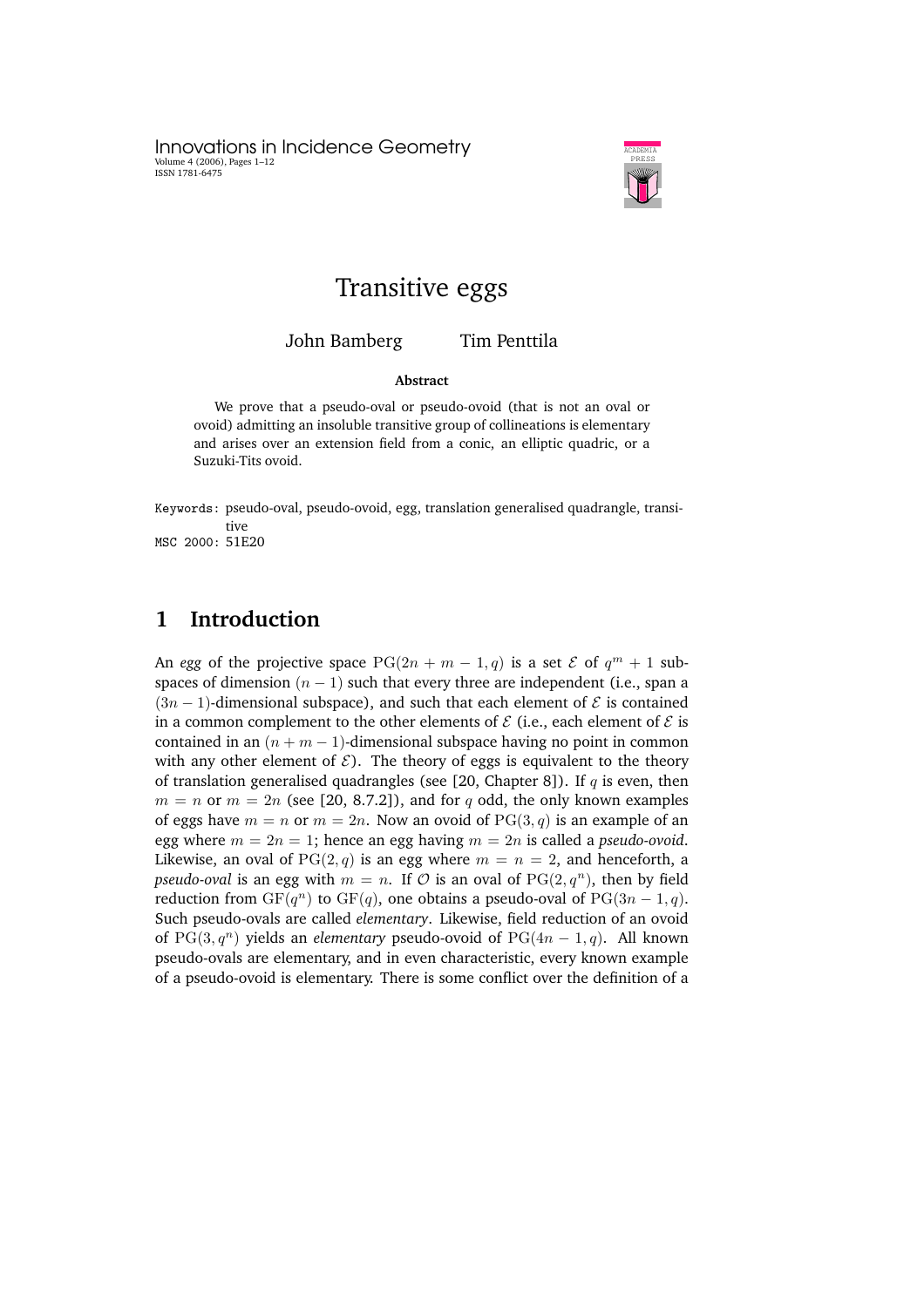# Transitive eggs

John Bamberg Tim Penttila

**Abstract**

We prove that a pseudo-oval or pseudo-ovoid (that is not an oval or ovoid) admitting an insoluble transitive group of collineations is elementary and arises over an extension field from a conic, an elliptic quadric, or a Suzuki-Tits ovoid.

Keywords: pseudo-oval, pseudo-ovoid, egg, translation generalised quadrangle, transitive

MSC 2000: 51E20

## 1 Introduction

An *egg* of the projective space $\mathrm{PG}(2n+m-1,q)$ is a set $\mathcal{E}$ of $q^m+1$ subspaces of dimension $(n-1)$ such that every three are independent (i.e., span a $(3n-1)$-dimensional subspace), and such that each element of $\mathcal{E}$ is contained in a common complement to the other elements of $\mathcal{E}$ (i.e., each element of $\mathcal{E}$ is contained in an $(n+m-1)$-dimensional subspace having no point in common with any other element of $\mathcal{E}$). The theory of eggs is equivalent to the theory of translation generalised quadrangles (see [20, Chapter 8]). If $q$ is even, then $m=n$ or $m=2n$ (see [20, 8.7.2]), and for $q$ odd, the only known examples of eggs have $m=n$ or $m=2n$. Now an ovoid of $\mathrm{PG}(3,q)$ is an example of an egg where $m=2n=1$; hence an egg having $m=2n$ is called a *pseudo-ovoid*. Likewise, an oval of $\mathrm{PG}(2,q)$ is an egg where $m=n=2$, and henceforth, a *pseudo-oval* is an egg with $m=n$. If $\mathcal{O}$ is an oval of $\mathrm{PG}(2,q^n)$, then by field reduction from $\mathrm{GF}(q^n)$ to $\mathrm{GF}(q)$, one obtains a pseudo-oval of $\mathrm{PG}(3n-1,q)$. Such pseudo-ovals are called *elementary*. Likewise, field reduction of an ovoid of $\mathrm{PG}(3,q^n)$ yields an *elementary* pseudo-ovoid of $\mathrm{PG}(4n-1,q)$. All known pseudo-ovals are elementary, and in even characteristic, every known example of a pseudo-ovoid is elementary. There is some conflict over the definition of a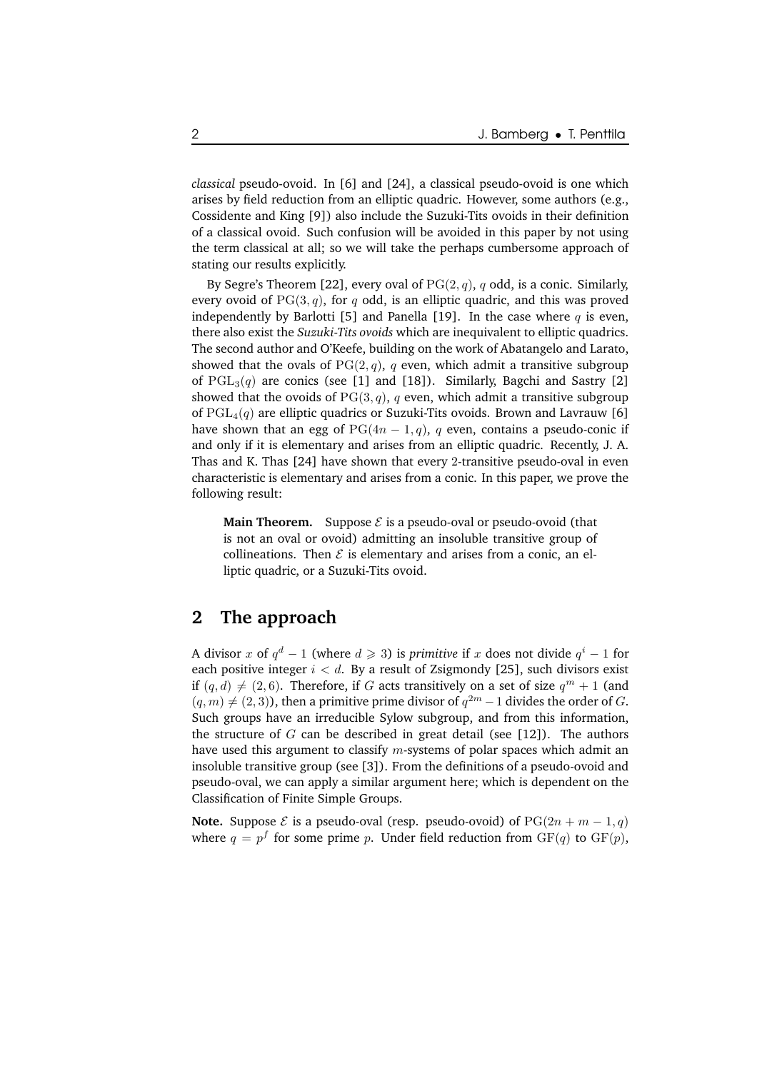*classical* pseudo-ovoid. In [6] and [24], a classical pseudo-ovoid is one which arises by field reduction from an elliptic quadric. However, some authors (e.g., Cossidente and King [9]) also include the Suzuki-Tits ovoids in their definition of a classical ovoid. Such confusion will be avoided in this paper by not using the term classical at all; so we will take the perhaps cumbersome approach of stating our results explicitly.

By Segre's Theorem [22], every oval of $\mathrm{PG}(2,q)$, $q$ odd, is a conic. Similarly, every ovoid of $\mathrm{PG}(3,q)$, for $q$ odd, is an elliptic quadric, and this was proved independently by Barlotti [5] and Panella [19]. In the case where $q$ is even, there also exist the *Suzuki-Tits ovoids* which are inequivalent to elliptic quadrics. The second author and O'Keefe, building on the work of Abatangelo and Larato, showed that the ovals of $\mathrm{PG}(2,q)$, $q$ even, which admit a transitive subgroup of $\mathrm{PGL}_3(q)$ are conics (see [1] and [18]). Similarly, Bagchi and Sastry [2] showed that the ovoids of $\mathrm{PG}(3,q)$, $q$ even, which admit a transitive subgroup of $\mathrm{PGL}_4(q)$ are elliptic quadrics or Suzuki-Tits ovoids. Brown and Lavrauw [6] have shown that an egg of $\mathrm{PG}(4n-1,q)$, $q$ even, contains a pseudo-conic if and only if it is elementary and arises from an elliptic quadric. Recently, J. A. Thas and K. Thas [24] have shown that every 2-transitive pseudo-oval in even characteristic is elementary and arises from a conic. In this paper, we prove the following result:

> **Main Theorem.** Suppose $\mathcal{E}$ is a pseudo-oval or pseudo-ovoid (that is not an oval or ovoid) admitting an insoluble transitive group of collineations. Then $\mathcal{E}$ is elementary and arises from a conic, an elliptic quadric, or a Suzuki-Tits ovoid.

## 2 The approach

A divisor $x$ of $q^d-1$ (where $d \geqslant 3$) is *primitive* if $x$ does not divide $q^i-1$ for each positive integer $i<d$. By a result of Zsigmondy [25], such divisors exist if $(q,d) \neq (2,6)$. Therefore, if $G$ acts transitively on a set of size $q^m+1$ (and $(q,m) \neq (2,3)$), then a primitive prime divisor of $q^{2m}-1$ divides the order of $G$. Such groups have an irreducible Sylow subgroup, and from this information, the structure of $G$ can be described in great detail (see [12]). The authors have used this argument to classify $m$-systems of polar spaces which admit an insoluble transitive group (see [3]). From the definitions of a pseudo-ovoid and pseudo-oval, we can apply a similar argument here; which is dependent on the Classification of Finite Simple Groups.

**Note.** Suppose $\mathcal{E}$ is a pseudo-oval (resp. pseudo-ovoid) of $\mathrm{PG}(2n+m-1,q)$ where $q=p^f$ for some prime $p$. Under field reduction from $\mathrm{GF}(q)$ to $\mathrm{GF}(p)$,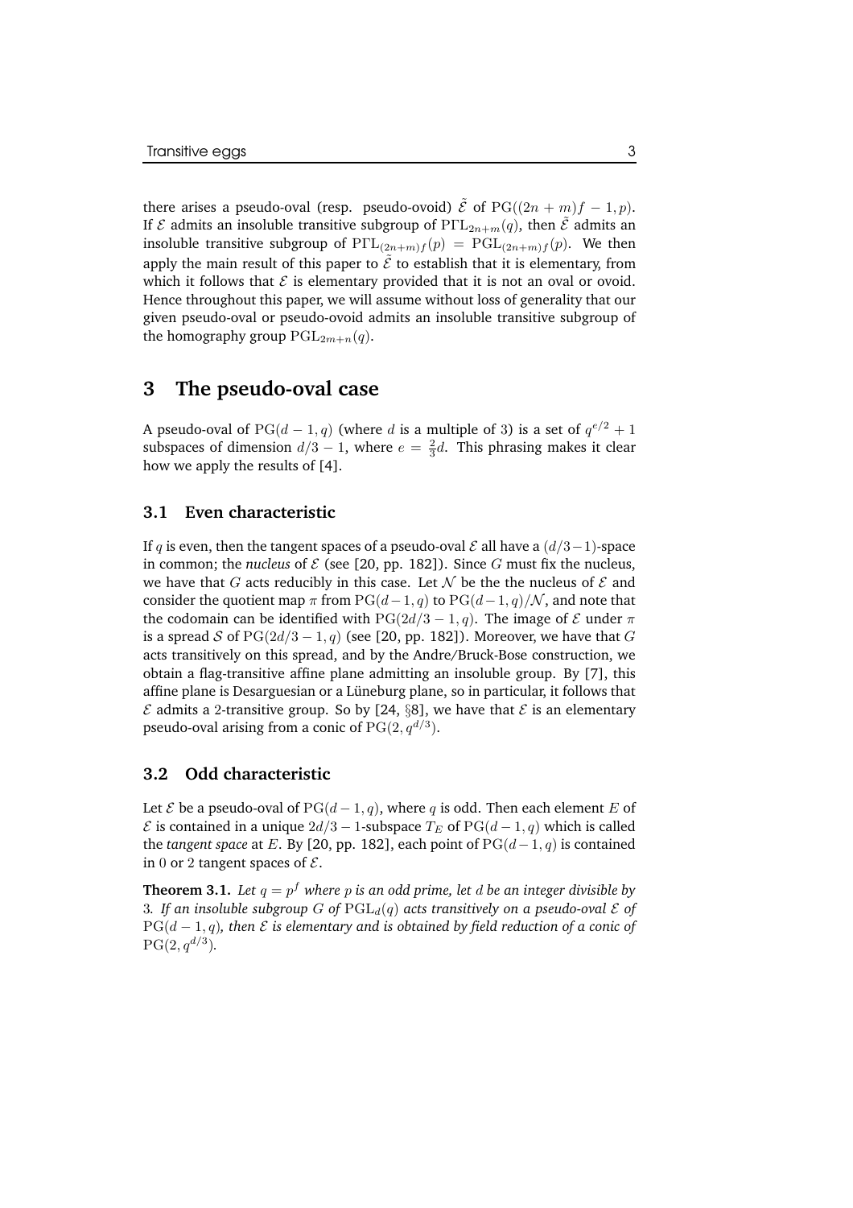there arises a pseudo-oval (resp. pseudo-ovoid) $\tilde{\mathcal{E}}$ of $\mathrm{PG}((2n+m)f-1,p)$. If $\mathcal{E}$ admits an insoluble transitive subgroup of $\mathrm{P\Gamma L}_{2n+m}(q)$, then $\tilde{\mathcal{E}}$ admits an insoluble transitive subgroup of $\mathrm{P\Gamma L}_{(2n+m)f}(p) = \mathrm{PGL}_{(2n+m)f}(p)$. We then apply the main result of this paper to $\tilde{\mathcal{E}}$ to establish that it is elementary, from which it follows that $\mathcal{E}$ is elementary provided that it is not an oval or ovoid. Hence throughout this paper, we will assume without loss of generality that our given pseudo-oval or pseudo-ovoid admits an insoluble transitive subgroup of the homography group $\mathrm{PGL}_{2m+n}(q)$.

# 3 The pseudo-oval case

A pseudo-oval of $\mathrm{PG}(d-1,q)$ (where $d$ is a multiple of 3) is a set of $q^{e/2}+1$ subspaces of dimension $d/3-1$, where $e=\frac{2}{3}d$. This phrasing makes it clear how we apply the results of [4].

## 3.1 Even characteristic

If $q$ is even, then the tangent spaces of a pseudo-oval $\mathcal{E}$ all have a $(d/3-1)$-space in common; the *nucleus* of $\mathcal{E}$ (see [20, pp. 182]). Since $G$ must fix the nucleus, we have that $G$ acts reducibly in this case. Let $\mathcal{N}$ be the the nucleus of $\mathcal{E}$ and consider the quotient map $\pi$ from $\mathrm{PG}(d-1,q)$ to $\mathrm{PG}(d-1,q)/\mathcal{N}$, and note that the codomain can be identified with $\mathrm{PG}(2d/3-1,q)$. The image of $\mathcal{E}$ under $\pi$ is a spread $\mathcal{S}$ of $\mathrm{PG}(2d/3-1,q)$ (see [20, pp. 182]). Moreover, we have that $G$ acts transitively on this spread, and by the Andre/Bruck-Bose construction, we obtain a flag-transitive affine plane admitting an insoluble group. By [7], this affine plane is Desarguesian or a Lüneburg plane, so in particular, it follows that $\mathcal{E}$ admits a 2-transitive group. So by [24, §8], we have that $\mathcal{E}$ is an elementary pseudo-oval arising from a conic of $\mathrm{PG}(2,q^{d/3})$.

## 3.2 Odd characteristic

Let $\mathcal{E}$ be a pseudo-oval of $\mathrm{PG}(d-1,q)$, where $q$ is odd. Then each element $E$ of $\mathcal{E}$ is contained in a unique $2d/3-1$-subspace $T_E$ of $\mathrm{PG}(d-1,q)$ which is called the *tangent space* at $E$. By [20, pp. 182], each point of $\mathrm{PG}(d-1,q)$ is contained in 0 or 2 tangent spaces of $\mathcal{E}$.

**Theorem 3.1.** *Let $q=p^f$ where $p$ is an odd prime, let $d$ be an integer divisible by 3. If an insoluble subgroup $G$ of $\mathrm{PGL}_d(q)$ acts transitively on a pseudo-oval $\mathcal{E}$ of $\mathrm{PG}(d-1,q)$, then $\mathcal{E}$ is elementary and is obtained by field reduction of a conic of $\mathrm{PG}(2,q^{d/3})$.*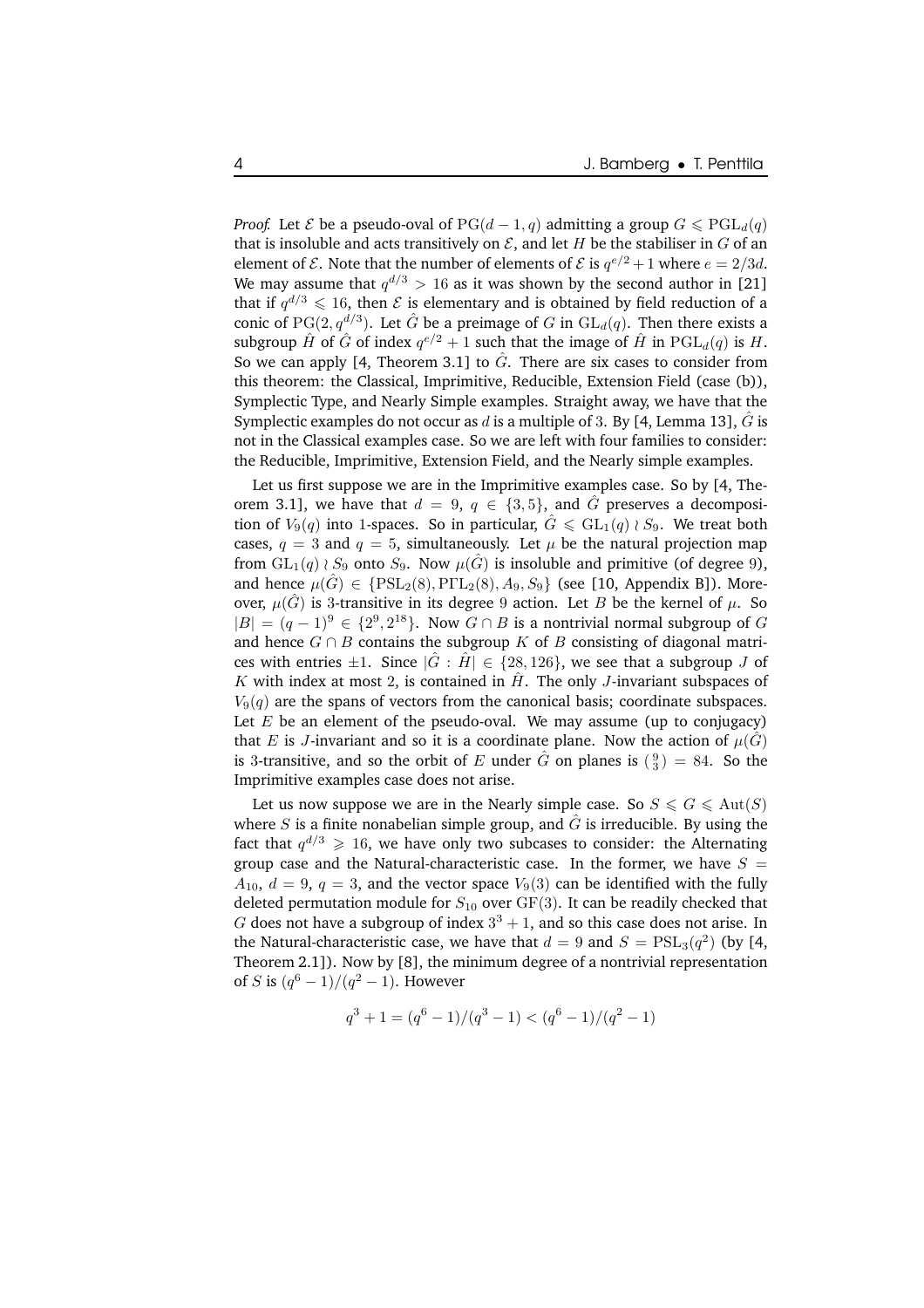*Proof.* Let $\mathcal{E}$ be a pseudo-oval of $\mathrm{PG}(d-1,q)$ admitting a group $G \leqslant \mathrm{PGL}_d(q)$ that is insoluble and acts transitively on $\mathcal{E}$, and let $H$ be the stabiliser in $G$ of an element of $\mathcal{E}$. Note that the number of elements of $\mathcal{E}$ is $q^{e/2}+1$ where $e = 2/3d$. We may assume that $q^{d/3} > 16$ as it was shown by the second author in [21] that if $q^{d/3} \leqslant 16$, then $\mathcal{E}$ is elementary and is obtained by field reduction of a conic of $\mathrm{PG}(2, q^{d/3})$. Let $\hat{G}$ be a preimage of $G$ in $\mathrm{GL}_d(q)$. Then there exists a subgroup $\hat{H}$ of $\hat{G}$ of index $q^{e/2}+1$ such that the image of $\hat{H}$ in $\mathrm{PGL}_d(q)$ is $H$. So we can apply [4, Theorem 3.1] to $\hat{G}$. There are six cases to consider from this theorem: the Classical, Imprimitive, Reducible, Extension Field (case (b)), Symplectic Type, and Nearly Simple examples. Straight away, we have that the Symplectic examples do not occur as $d$ is a multiple of 3. By [4, Lemma 13], $\hat{G}$ is not in the Classical examples case. So we are left with four families to consider: the Reducible, Imprimitive, Extension Field, and the Nearly simple examples.

Let us first suppose we are in the Imprimitive examples case. So by [4, Theorem 3.1], we have that $d = 9$, $q \in \{3, 5\}$, and $\hat{G}$ preserves a decomposition of $V_9(q)$ into 1-spaces. So in particular, $\hat{G} \leqslant \mathrm{GL}_1(q) \wr S_9$. We treat both cases, $q = 3$ and $q = 5$, simultaneously. Let $\mu$ be the natural projection map from $\mathrm{GL}_1(q) \wr S_9$ onto $S_9$. Now $\mu(\hat{G})$ is insoluble and primitive (of degree 9), and hence $\mu(\hat{G}) \in \{\mathrm{PSL}_2(8), \mathrm{P\Gamma L}_2(8), A_9, S_9\}$ (see [10, Appendix B]). Moreover, $\mu(\hat{G})$ is 3-transitive in its degree 9 action. Let $B$ be the kernel of $\mu$. So $|B| = (q-1)^9 \in \{2^9, 2^{18}\}$. Now $G \cap B$ is a nontrivial normal subgroup of $G$ and hence $G \cap B$ contains the subgroup $K$ of $B$ consisting of diagonal matrices with entries $\pm 1$. Since $|\hat{G} : \hat{H}| \in \{28, 126\}$, we see that a subgroup $J$ of $K$ with index at most 2, is contained in $\hat{H}$. The only $J$-invariant subspaces of $V_9(q)$ are the spans of vectors from the canonical basis; coordinate subspaces. Let $E$ be an element of the pseudo-oval. We may assume (up to conjugacy) that $E$ is $J$-invariant and so it is a coordinate plane. Now the action of $\mu(\hat{G})$ is 3-transitive, and so the orbit of $E$ under $\hat{G}$ on planes is $\binom{9}{3} = 84$. So the Imprimitive examples case does not arise.

Let us now suppose we are in the Nearly simple case. So $S \leqslant G \leqslant \mathrm{Aut}(S)$ where $S$ is a finite nonabelian simple group, and $\hat{G}$ is irreducible. By using the fact that $q^{d/3} \geqslant 16$, we have only two subcases to consider: the Alternating group case and the Natural-characteristic case. In the former, we have $S = A_{10}$, $d = 9$, $q = 3$, and the vector space $V_9(3)$ can be identified with the fully deleted permutation module for $S_{10}$ over $\mathrm{GF}(3)$. It can be readily checked that $G$ does not have a subgroup of index $3^3+1$, and so this case does not arise. In the Natural-characteristic case, we have that $d = 9$ and $S = \mathrm{PSL}_3(q^2)$ (by [4, Theorem 2.1]). Now by [8], the minimum degree of a nontrivial representation of $S$ is $(q^6-1)/(q^2-1)$. However

$$q^3 + 1 = (q^6-1)/(q^3-1) < (q^6-1)/(q^2-1)$$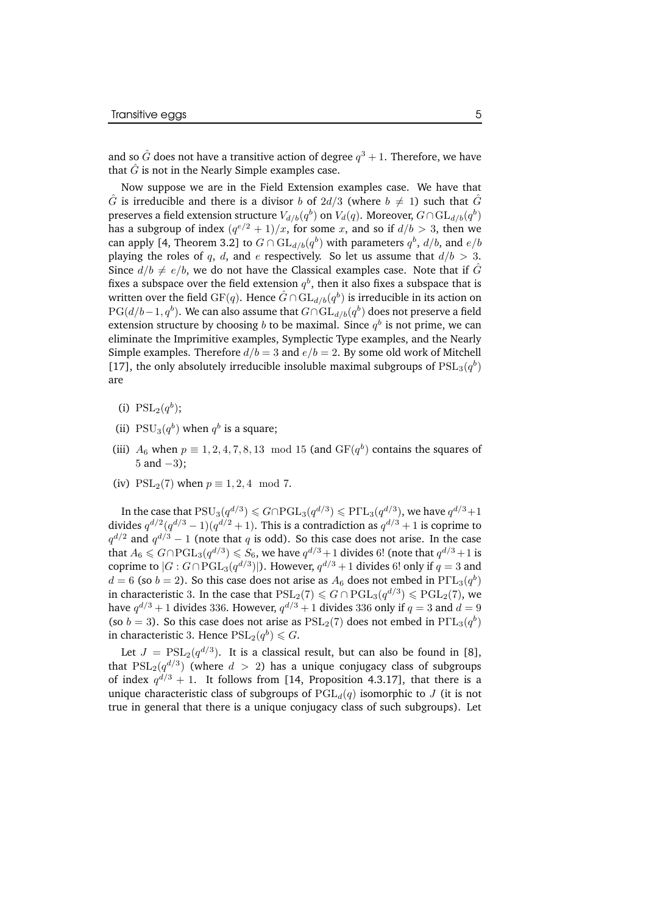and so $\hat{G}$ does not have a transitive action of degree $q^3+1$. Therefore, we have that $\hat{G}$ is not in the Nearly Simple examples case.

Now suppose we are in the Field Extension examples case. We have that $\hat{G}$ is irreducible and there is a divisor $b$ of $2d/3$ (where $b \neq 1$) such that $\hat{G}$ preserves a field extension structure $V_{d/b}(q^b)$ on $V_d(q)$. Moreover, $G \cap \mathrm{GL}_{d/b}(q^b)$ has a subgroup of index $(q^{e/2}+1)/x$, for some $x$, and so if $d/b > 3$, then we can apply [4, Theorem 3.2] to $G \cap \mathrm{GL}_{d/b}(q^b)$ with parameters $q^b$, $d/b$, and $e/b$ playing the roles of $q$, $d$, and $e$ respectively. So let us assume that $d/b > 3$. Since $d/b \neq e/b$, we do not have the Classical examples case. Note that if $\hat{G}$ fixes a subspace over the field extension $q^b$, then it also fixes a subspace that is written over the field $\mathrm{GF}(q)$. Hence $\hat{G} \cap \mathrm{GL}_{d/b}(q^b)$ is irreducible in its action on $\mathrm{PG}(d/b-1, q^b)$. We can also assume that $G \cap \mathrm{GL}_{d/b}(q^b)$ does not preserve a field extension structure by choosing $b$ to be maximal. Since $q^b$ is not prime, we can eliminate the Imprimitive examples, Symplectic Type examples, and the Nearly Simple examples. Therefore $d/b = 3$ and $e/b = 2$. By some old work of Mitchell [17], the only absolutely irreducible insoluble maximal subgroups of $\mathrm{PSL}_3(q^b)$ are

(i) $\mathrm{PSL}_2(q^b)$;

(ii) $\mathrm{PSU}_3(q^b)$ when $q^b$ is a square;

(iii) $A_6$ when $p \equiv 1, 2, 4, 7, 8, 13 \mod 15$ (and $\mathrm{GF}(q^b)$ contains the squares of 5 and $-3$);

(iv) $\mathrm{PSL}_2(7)$ when $p \equiv 1, 2, 4 \mod 7$.

In the case that $\mathrm{PSU}_3(q^{d/3}) \leqslant G \cap \mathrm{PGL}_3(q^{d/3}) \leqslant \mathrm{P\Gamma L}_3(q^{d/3})$, we have $q^{d/3}+1$ divides $q^{d/2}(q^{d/3}-1)(q^{d/2}+1)$. This is a contradiction as $q^{d/3}+1$ is coprime to $q^{d/2}$ and $q^{d/3}-1$ (note that $q$ is odd). So this case does not arise. In the case that $A_6 \leqslant G \cap \mathrm{PGL}_3(q^{d/3}) \leqslant S_6$, we have $q^{d/3}+1$ divides $6!$ (note that $q^{d/3}+1$ is coprime to $|G : G \cap \mathrm{PGL}_3(q^{d/3})|$). However, $q^{d/3}+1$ divides $6!$ only if $q = 3$ and $d = 6$ (so $b = 2$). So this case does not arise as $A_6$ does not embed in $\mathrm{P\Gamma L}_3(q^b)$ in characteristic 3. In the case that $\mathrm{PSL}_2(7) \leqslant G \cap \mathrm{PGL}_3(q^{d/3}) \leqslant \mathrm{PGL}_2(7)$, we have $q^{d/3}+1$ divides 336. However, $q^{d/3}+1$ divides 336 only if $q = 3$ and $d = 9$ (so $b = 3$). So this case does not arise as $\mathrm{PSL}_2(7)$ does not embed in $\mathrm{P\Gamma L}_3(q^b)$ in characteristic 3. Hence $\mathrm{PSL}_2(q^b) \leqslant G$.

Let $J = \mathrm{PSL}_2(q^{d/3})$. It is a classical result, but can also be found in [8], that $\mathrm{PSL}_2(q^{d/3})$ (where $d > 2$) has a unique conjugacy class of subgroups of index $q^{d/3}+1$. It follows from [14, Proposition 4.3.17], that there is a unique characteristic class of subgroups of $\mathrm{PGL}_d(q)$ isomorphic to $J$ (it is not true in general that there is a unique conjugacy class of such subgroups). Let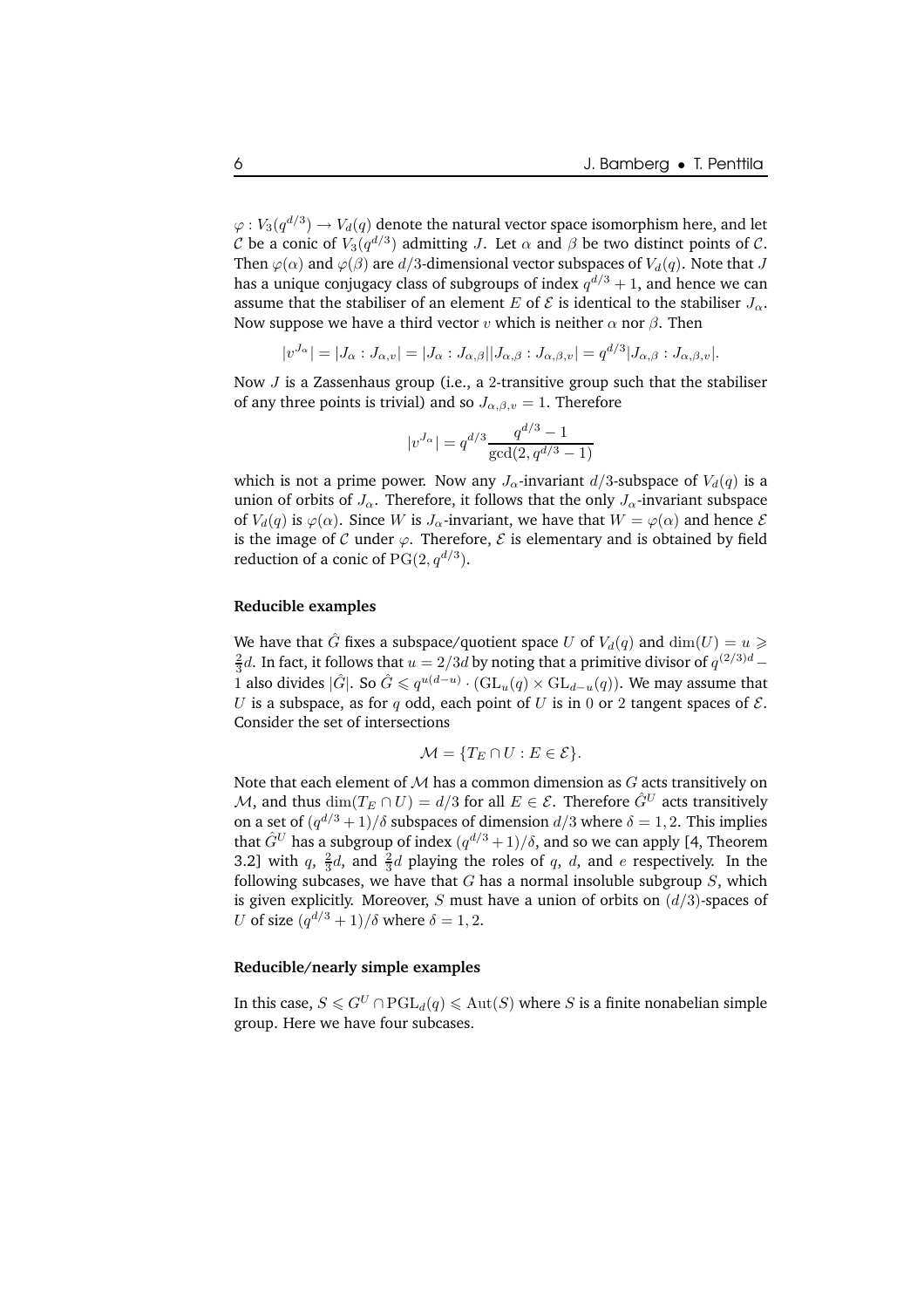$\varphi : V_3(q^{d/3}) \to V_d(q)$ denote the natural vector space isomorphism here, and let $\mathcal{C}$ be a conic of $V_3(q^{d/3})$ admitting $J$. Let $\alpha$ and $\beta$ be two distinct points of $\mathcal{C}$. Then $\varphi(\alpha)$ and $\varphi(\beta)$ are $d/3$-dimensional vector subspaces of $V_d(q)$. Note that $J$ has a unique conjugacy class of subgroups of index $q^{d/3}+1$, and hence we can assume that the stabiliser of an element $E$ of $\mathcal{E}$ is identical to the stabiliser $J_\alpha$. Now suppose we have a third vector $v$ which is neither $\alpha$ nor $\beta$. Then

$$|v^{J_\alpha}| = |J_\alpha : J_{\alpha,v}| = |J_\alpha : J_{\alpha,\beta}||J_{\alpha,\beta} : J_{\alpha,\beta,v}| = q^{d/3}|J_{\alpha,\beta} : J_{\alpha,\beta,v}|.$$

Now $J$ is a Zassenhaus group (i.e., a 2-transitive group such that the stabiliser of any three points is trivial) and so $J_{\alpha,\beta,v} = 1$. Therefore

$$|v^{J_\alpha}| = q^{d/3}\frac{q^{d/3}-1}{\gcd(2, q^{d/3}-1)}$$

which is not a prime power. Now any $J_\alpha$-invariant $d/3$-subspace of $V_d(q)$ is a union of orbits of $J_\alpha$. Therefore, it follows that the only $J_\alpha$-invariant subspace of $V_d(q)$ is $\varphi(\alpha)$. Since $W$ is $J_\alpha$-invariant, we have that $W = \varphi(\alpha)$ and hence $\mathcal{E}$ is the image of $\mathcal{C}$ under $\varphi$. Therefore, $\mathcal{E}$ is elementary and is obtained by field reduction of a conic of $\mathrm{PG}(2, q^{d/3})$.

**Reducible examples**

We have that $\hat{G}$ fixes a subspace/quotient space $U$ of $V_d(q)$ and $\dim(U) = u \geqslant \frac{2}{3}d$. In fact, it follows that $u = 2/3d$ by noting that a primitive divisor of $q^{(2/3)d} - 1$ also divides $|\hat{G}|$. So $\hat{G} \leqslant q^{u(d-u)} \cdot (\mathrm{GL}_u(q) \times \mathrm{GL}_{d-u}(q))$. We may assume that $U$ is a subspace, as for $q$ odd, each point of $U$ is in 0 or 2 tangent spaces of $\mathcal{E}$. Consider the set of intersections

$$\mathcal{M} = \{T_E \cap U : E \in \mathcal{E}\}.$$

Note that each element of $\mathcal{M}$ has a common dimension as $G$ acts transitively on $\mathcal{M}$, and thus $\dim(T_E \cap U) = d/3$ for all $E \in \mathcal{E}$. Therefore $\hat{G}^U$ acts transitively on a set of $(q^{d/3}+1)/\delta$ subspaces of dimension $d/3$ where $\delta = 1, 2$. This implies that $\hat{G}^U$ has a subgroup of index $(q^{d/3}+1)/\delta$, and so we can apply [4, Theorem 3.2] with $q$, $\frac{2}{3}d$, and $\frac{2}{3}d$ playing the roles of $q$, $d$, and $e$ respectively. In the following subcases, we have that $G$ has a normal insoluble subgroup $S$, which is given explicitly. Moreover, $S$ must have a union of orbits on $(d/3)$-spaces of $U$ of size $(q^{d/3}+1)/\delta$ where $\delta = 1, 2$.

**Reducible/nearly simple examples**

In this case, $S \leqslant G^U \cap \mathrm{PGL}_d(q) \leqslant \mathrm{Aut}(S)$ where $S$ is a finite nonabelian simple group. Here we have four subcases.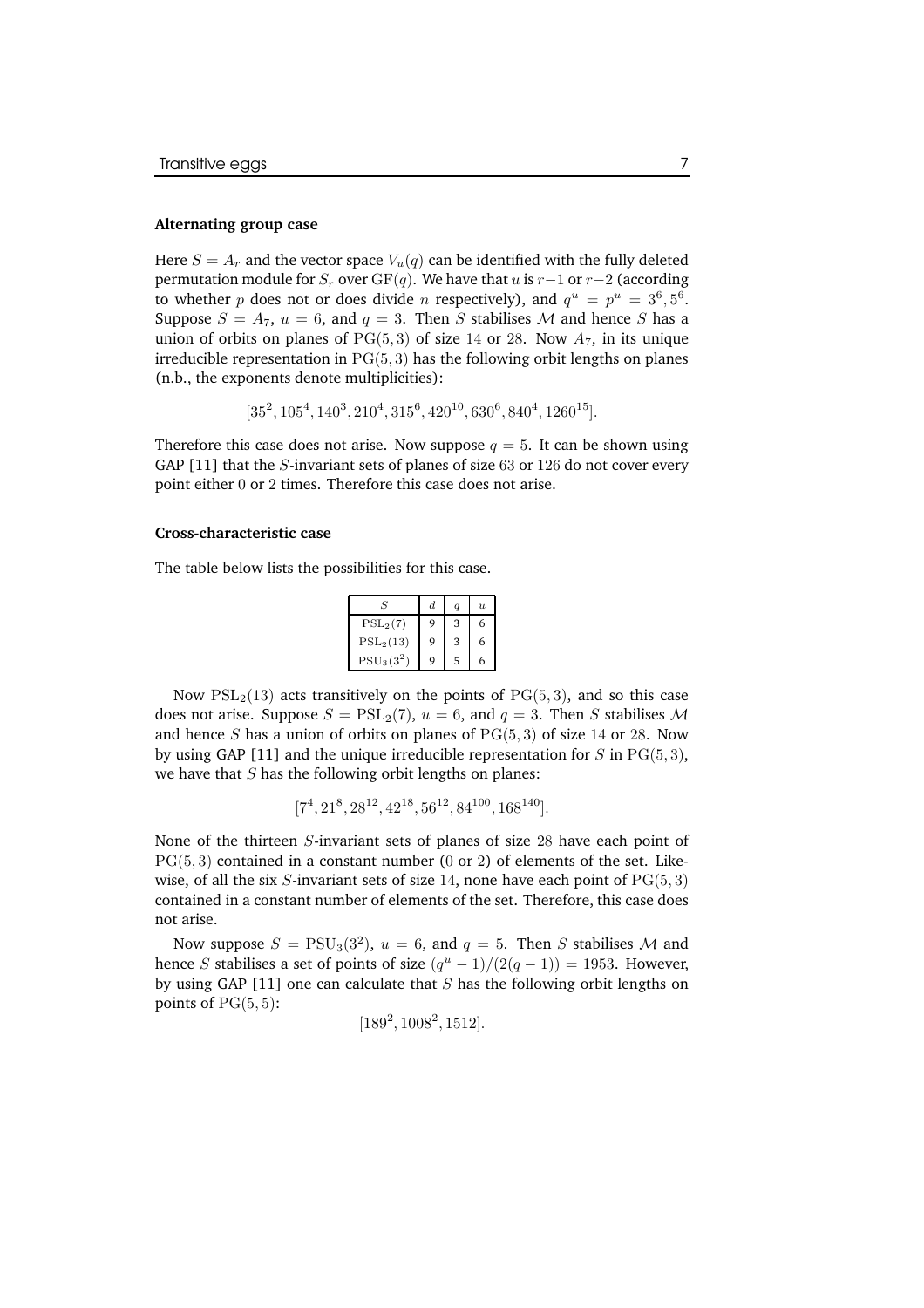**Alternating group case**

Here $S = A_r$ and the vector space $V_u(q)$ can be identified with the fully deleted permutation module for $S_r$ over $\mathrm{GF}(q)$. We have that $u$ is $r-1$ or $r-2$ (according to whether $p$ does not or does divide $n$ respectively), and $q^u = p^u = 3^6, 5^6$. Suppose $S = A_7$, $u = 6$, and $q = 3$. Then $S$ stabilises $\mathcal{M}$ and hence $S$ has a union of orbits on planes of $\mathrm{PG}(5,3)$ of size $14$ or $28$. Now $A_7$, in its unique irreducible representation in $\mathrm{PG}(5,3)$ has the following orbit lengths on planes (n.b., the exponents denote multiplicities):

$$[35^2, 105^4, 140^3, 210^4, 315^6, 420^{10}, 630^6, 840^4, 1260^{15}].$$

Therefore this case does not arise. Now suppose $q = 5$. It can be shown using GAP [11] that the $S$-invariant sets of planes of size $63$ or $126$ do not cover every point either $0$ or $2$ times. Therefore this case does not arise.

**Cross-characteristic case**

The table below lists the possibilities for this case.

| $S$ | $d$ | $q$ | $u$ |
|---|---|---|---|
| $\mathrm{PSL}_2(7)$ | 9 | 3 | 6 |
| $\mathrm{PSL}_2(13)$ | 9 | 3 | 6 |
| $\mathrm{PSU}_3(3^2)$ | 9 | 5 | 6 |

Now $\mathrm{PSL}_2(13)$ acts transitively on the points of $\mathrm{PG}(5,3)$, and so this case does not arise. Suppose $S = \mathrm{PSL}_2(7)$, $u = 6$, and $q = 3$. Then $S$ stabilises $\mathcal{M}$ and hence $S$ has a union of orbits on planes of $\mathrm{PG}(5,3)$ of size $14$ or $28$. Now by using GAP [11] and the unique irreducible representation for $S$ in $\mathrm{PG}(5,3)$, we have that $S$ has the following orbit lengths on planes:

$$[7^4, 21^8, 28^{12}, 42^{18}, 56^{12}, 84^{100}, 168^{140}].$$

None of the thirteen $S$-invariant sets of planes of size $28$ have each point of $\mathrm{PG}(5,3)$ contained in a constant number ($0$ or $2$) of elements of the set. Likewise, of all the six $S$-invariant sets of size $14$, none have each point of $\mathrm{PG}(5,3)$ contained in a constant number of elements of the set. Therefore, this case does not arise.

Now suppose $S = \mathrm{PSU}_3(3^2)$, $u = 6$, and $q = 5$. Then $S$ stabilises $\mathcal{M}$ and hence $S$ stabilises a set of points of size $(q^u - 1)/(2(q-1)) = 1953$. However, by using GAP [11] one can calculate that $S$ has the following orbit lengths on points of $\mathrm{PG}(5,5)$:

$$[189^2, 1008^2, 1512].$$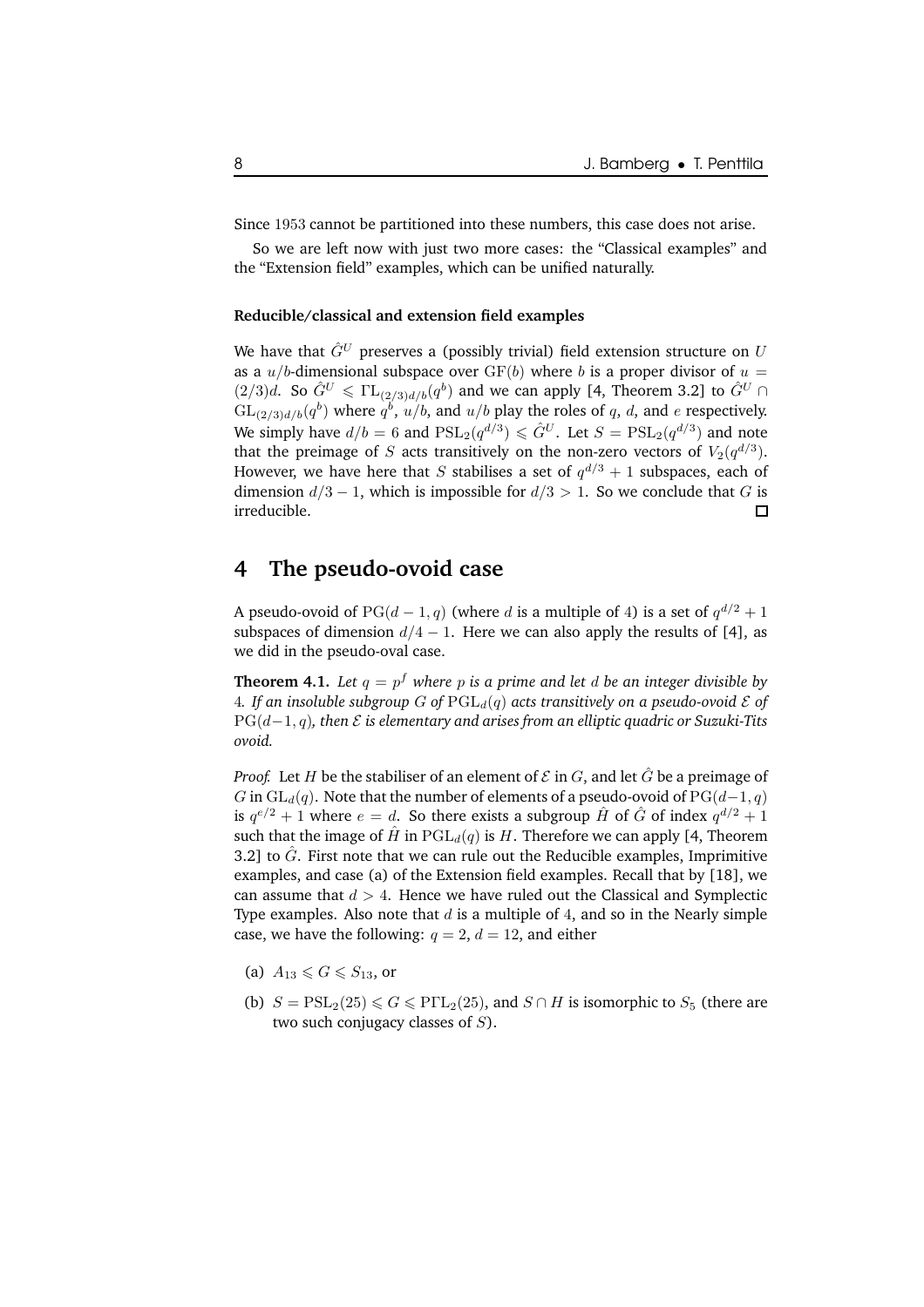Since 1953 cannot be partitioned into these numbers, this case does not arise.

So we are left now with just two more cases: the "Classical examples" and the "Extension field" examples, which can be unified naturally.

#### Reducible/classical and extension field examples

We have that $\hat{G}^U$ preserves a (possibly trivial) field extension structure on $U$ as a $u/b$-dimensional subspace over $\mathrm{GF}(b)$ where $b$ is a proper divisor of $u = (2/3)d$. So $\hat{G}^U \leqslant \Gamma\mathrm{L}_{(2/3)d/b}(q^b)$ and we can apply [4, Theorem 3.2] to $\hat{G}^U \cap \mathrm{GL}_{(2/3)d/b}(q^b)$ where $q^b$, $u/b$, and $u/b$ play the roles of $q$, $d$, and $e$ respectively. We simply have $d/b = 6$ and $\mathrm{PSL}_2(q^{d/3}) \leqslant \hat{G}^U$. Let $S = \mathrm{PSL}_2(q^{d/3})$ and note that the preimage of $S$ acts transitively on the non-zero vectors of $V_2(q^{d/3})$. However, we have here that $S$ stabilises a set of $q^{d/3}+1$ subspaces, each of dimension $d/3-1$, which is impossible for $d/3 > 1$. So we conclude that $G$ is irreducible. □

## 4 The pseudo-ovoid case

A pseudo-ovoid of $\mathrm{PG}(d-1, q)$ (where $d$ is a multiple of 4) is a set of $q^{d/2}+1$ subspaces of dimension $d/4-1$. Here we can also apply the results of [4], as we did in the pseudo-oval case.

**Theorem 4.1.** *Let $q = p^f$ where $p$ is a prime and let $d$ be an integer divisible by 4. If an insoluble subgroup $G$ of $\mathrm{PGL}_d(q)$ acts transitively on a pseudo-ovoid $\mathcal{E}$ of $\mathrm{PG}(d-1, q)$, then $\mathcal{E}$ is elementary and arises from an elliptic quadric or Suzuki-Tits ovoid.*

*Proof.* Let $H$ be the stabiliser of an element of $\mathcal{E}$ in $G$, and let $\hat{G}$ be a preimage of $G$ in $\mathrm{GL}_d(q)$. Note that the number of elements of a pseudo-ovoid of $\mathrm{PG}(d-1, q)$ is $q^{e/2}+1$ where $e = d$. So there exists a subgroup $\hat{H}$ of $\hat{G}$ of index $q^{d/2}+1$ such that the image of $\hat{H}$ in $\mathrm{PGL}_d(q)$ is $H$. Therefore we can apply [4, Theorem 3.2] to $\hat{G}$. First note that we can rule out the Reducible examples, Imprimitive examples, and case (a) of the Extension field examples. Recall that by [18], we can assume that $d > 4$. Hence we have ruled out the Classical and Symplectic Type examples. Also note that $d$ is a multiple of 4, and so in the Nearly simple case, we have the following: $q = 2$, $d = 12$, and either

(a) $A_{13} \leqslant G \leqslant S_{13}$, or

(b) $S = \mathrm{PSL}_2(25) \leqslant G \leqslant \mathrm{P\Gamma L}_2(25)$, and $S \cap H$ is isomorphic to $S_5$ (there are two such conjugacy classes of $S$).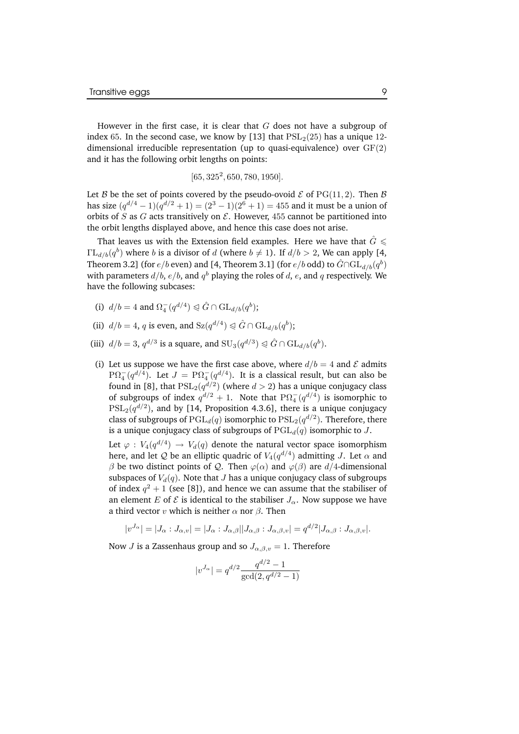However in the first case, it is clear that $G$ does not have a subgroup of index 65. In the second case, we know by [13] that $\mathrm{PSL}_2(25)$ has a unique 12-dimensional irreducible representation (up to quasi-equivalence) over $\mathrm{GF}(2)$ and it has the following orbit lengths on points:

$$[65, 325^2, 650, 780, 1950].$$

Let $\mathcal{B}$ be the set of points covered by the pseudo-ovoid $\mathcal{E}$ of $\mathrm{PG}(11, 2)$. Then $\mathcal{B}$ has size $(q^{d/4} - 1)(q^{d/2} + 1) = (2^3 - 1)(2^6 + 1) = 455$ and it must be a union of orbits of $S$ as $G$ acts transitively on $\mathcal{E}$. However, 455 cannot be partitioned into the orbit lengths displayed above, and hence this case does not arise.

That leaves us with the Extension field examples. Here we have that $\hat{G} \leqslant \Gamma\mathrm{L}_{d/b}(q^b)$ where $b$ is a divisor of $d$ (where $b \neq 1$). If $d/b > 2$, We can apply [4, Theorem 3.2] (for $e/b$ even) and [4, Theorem 3.1] (for $e/b$ odd) to $\hat{G} \cap \mathrm{GL}_{d/b}(q^b)$ with parameters $d/b$, $e/b$, and $q^b$ playing the roles of $d$, $e$, and $q$ respectively. We have the following subcases:

(i) $d/b = 4$ and $\Omega_4^-(q^{d/4}) \trianglelefteqslant \hat{G} \cap \mathrm{GL}_{d/b}(q^b)$;

(ii) $d/b = 4$, $q$ is even, and $\mathrm{Sz}(q^{d/4}) \trianglelefteqslant \hat{G} \cap \mathrm{GL}_{d/b}(q^b)$;

(iii) $d/b = 3$, $q^{d/3}$ is a square, and $\mathrm{SU}_3(q^{d/3}) \trianglelefteqslant \hat{G} \cap \mathrm{GL}_{d/b}(q^b)$.

(i) Let us suppose we have the first case above, where $d/b = 4$ and $\mathcal{E}$ admits $\mathrm{P}\Omega_4^-(q^{d/4})$. Let $J = \mathrm{P}\Omega_4^-(q^{d/4})$. It is a classical result, but can also be found in [8], that $\mathrm{PSL}_2(q^{d/2})$ (where $d > 2$) has a unique conjugacy class of subgroups of index $q^{d/2} + 1$. Note that $\mathrm{P}\Omega_4^-(q^{d/4})$ is isomorphic to $\mathrm{PSL}_2(q^{d/2})$, and by [14, Proposition 4.3.6], there is a unique conjugacy class of subgroups of $\mathrm{PGL}_d(q)$ isomorphic to $\mathrm{PSL}_2(q^{d/2})$. Therefore, there is a unique conjugacy class of subgroups of $\mathrm{PGL}_d(q)$ isomorphic to $J$.

Let $\varphi : V_4(q^{d/4}) \to V_d(q)$ denote the natural vector space isomorphism here, and let $\mathcal{Q}$ be an elliptic quadric of $V_4(q^{d/4})$ admitting $J$. Let $\alpha$ and $\beta$ be two distinct points of $\mathcal{Q}$. Then $\varphi(\alpha)$ and $\varphi(\beta)$ are $d/4$-dimensional subspaces of $V_d(q)$. Note that $J$ has a unique conjugacy class of subgroups of index $q^2 + 1$ (see [8]), and hence we can assume that the stabiliser of an element $E$ of $\mathcal{E}$ is identical to the stabiliser $J_\alpha$. Now suppose we have a third vector $v$ which is neither $\alpha$ nor $\beta$. Then

$$|v^{J_\alpha}| = |J_\alpha : J_{\alpha,v}| = |J_\alpha : J_{\alpha,\beta}||J_{\alpha,\beta} : J_{\alpha,\beta,v}| = q^{d/2}|J_{\alpha,\beta} : J_{\alpha,\beta,v}|.$$

Now $J$ is a Zassenhaus group and so $J_{\alpha,\beta,v} = 1$. Therefore

$$|v^{J_\alpha}| = q^{d/2}\frac{q^{d/2} - 1}{\gcd(2, q^{d/2} - 1)}$$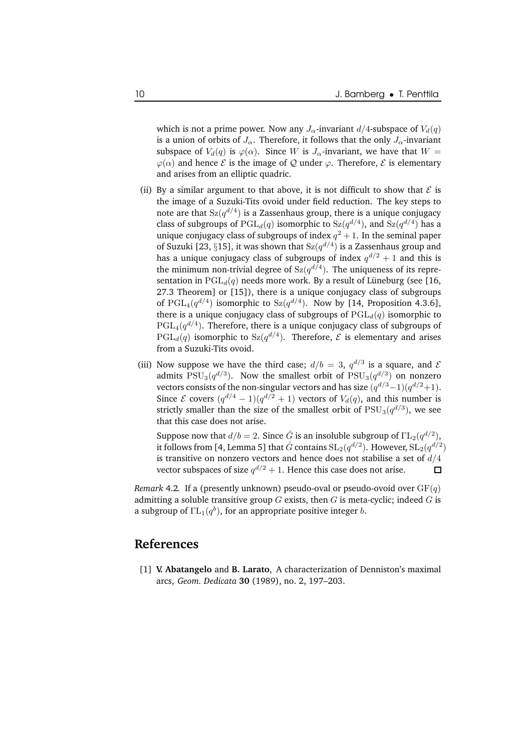which is not a prime power. Now any $J_\alpha$-invariant $d/4$-subspace of $V_d(q)$ is a union of orbits of $J_\alpha$. Therefore, it follows that the only $J_\alpha$-invariant subspace of $V_d(q)$ is $\varphi(\alpha)$. Since $W$ is $J_\alpha$-invariant, we have that $W = \varphi(\alpha)$ and hence $\mathcal{E}$ is the image of $\mathcal{Q}$ under $\varphi$. Therefore, $\mathcal{E}$ is elementary and arises from an elliptic quadric.

(ii) By a similar argument to that above, it is not difficult to show that $\mathcal{E}$ is the image of a Suzuki-Tits ovoid under field reduction. The key steps to note are that $\mathrm{Sz}(q^{d/4})$ is a Zassenhaus group, there is a unique conjugacy class of subgroups of $\mathrm{PGL}_d(q)$ isomorphic to $\mathrm{Sz}(q^{d/4})$, and $\mathrm{Sz}(q^{d/4})$ has a unique conjugacy class of subgroups of index $q^2+1$. In the seminal paper of Suzuki [23, §15], it was shown that $\mathrm{Sz}(q^{d/4})$ is a Zassenhaus group and has a unique conjugacy class of subgroups of index $q^{d/2}+1$ and this is the minimum non-trivial degree of $\mathrm{Sz}(q^{d/4})$. The uniqueness of its representation in $\mathrm{PGL}_d(q)$ needs more work. By a result of Lüneburg (see [16, 27.3 Theorem] or [15]), there is a unique conjugacy class of subgroups of $\mathrm{PGL}_4(q^{d/4})$ isomorphic to $\mathrm{Sz}(q^{d/4})$. Now by [14, Proposition 4.3.6], there is a unique conjugacy class of subgroups of $\mathrm{PGL}_d(q)$ isomorphic to $\mathrm{PGL}_4(q^{d/4})$. Therefore, there is a unique conjugacy class of subgroups of $\mathrm{PGL}_d(q)$ isomorphic to $\mathrm{Sz}(q^{d/4})$. Therefore, $\mathcal{E}$ is elementary and arises from a Suzuki-Tits ovoid.

(iii) Now suppose we have the third case; $d/b = 3$, $q^{d/3}$ is a square, and $\mathcal{E}$ admits $\mathrm{PSU}_3(q^{d/3})$. Now the smallest orbit of $\mathrm{PSU}_3(q^{d/3})$ on nonzero vectors consists of the non-singular vectors and has size $(q^{d/3}-1)(q^{d/2}+1)$. Since $\mathcal{E}$ covers $(q^{d/4}-1)(q^{d/2}+1)$ vectors of $V_d(q)$, and this number is strictly smaller than the size of the smallest orbit of $\mathrm{PSU}_3(q^{d/3})$, we see that this case does not arise.

Suppose now that $d/b = 2$. Since $\hat{G}$ is an insoluble subgroup of $\Gamma\mathrm{L}_2(q^{d/2})$, it follows from [4, Lemma 5] that $\hat{G}$ contains $\mathrm{SL}_2(q^{d/2})$. However, $\mathrm{SL}_2(q^{d/2})$ is transitive on nonzero vectors and hence does not stabilise a set of $d/4$ vector subspaces of size $q^{d/2}+1$. Hence this case does not arise. □

*Remark* 4.2*.* If a (presently unknown) pseudo-oval or pseudo-ovoid over $\mathrm{GF}(q)$ admitting a soluble transitive group $G$ exists, then $G$ is meta-cyclic; indeed $G$ is a subgroup of $\Gamma\mathrm{L}_1(q^b)$, for an appropriate positive integer $b$.

## References

[1] **V. Abatangelo** and **B. Larato**, A characterization of Denniston's maximal arcs, *Geom. Dedicata* **30** (1989), no. 2, 197–203.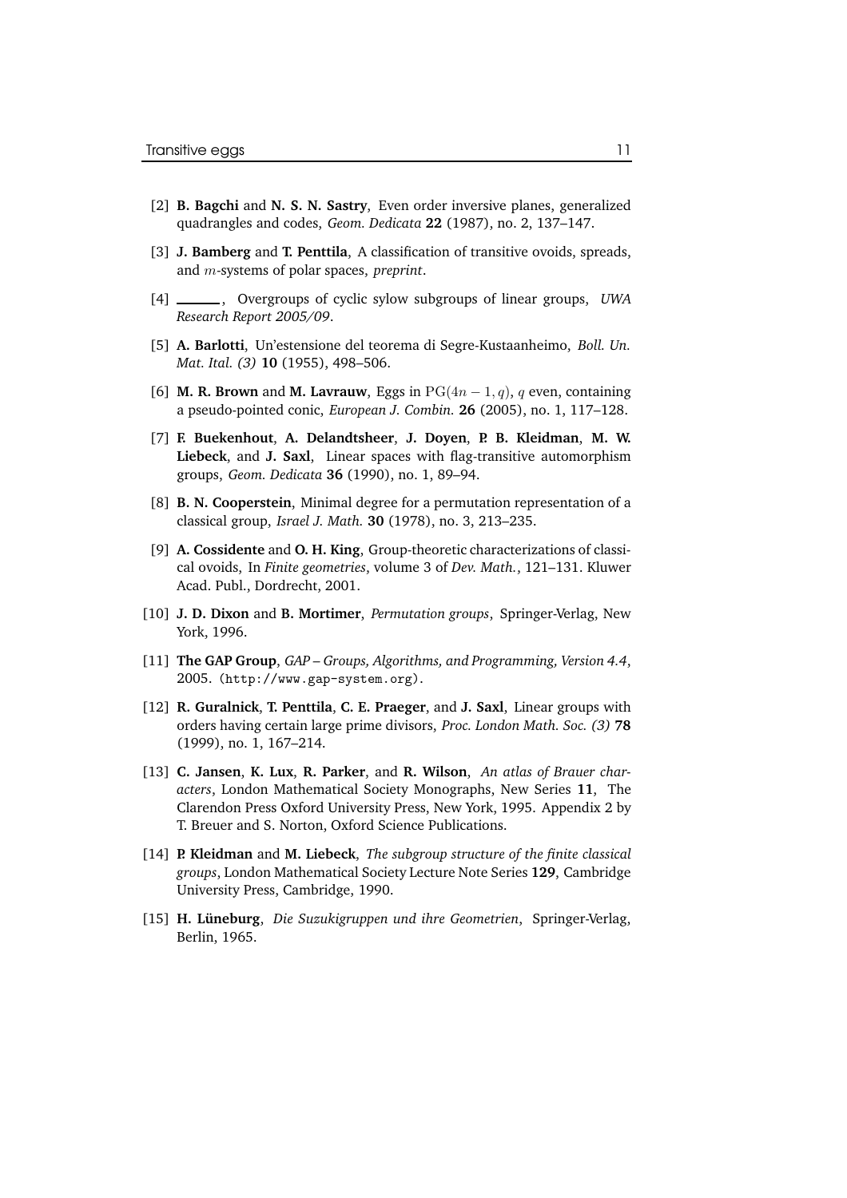[2] **B. Bagchi** and **N. S. N. Sastry**, Even order inversive planes, generalized quadrangles and codes, *Geom. Dedicata* **22** (1987), no. 2, 137–147.

[3] **J. Bamberg** and **T. Penttila**, A classification of transitive ovoids, spreads, and $m$-systems of polar spaces, *preprint*.

[4] ———, Overgroups of cyclic sylow subgroups of linear groups, *UWA Research Report 2005/09*.

[5] **A. Barlotti**, Un'estensione del teorema di Segre-Kustaanheimo, *Boll. Un. Mat. Ital. (3)* **10** (1955), 498–506.

[6] **M. R. Brown** and **M. Lavrauw**, Eggs in $\mathrm{PG}(4n-1, q)$, $q$ even, containing a pseudo-pointed conic, *European J. Combin.* **26** (2005), no. 1, 117–128.

[7] **F. Buekenhout**, **A. Delandtsheer**, **J. Doyen**, **P. B. Kleidman**, **M. W. Liebeck**, and **J. Saxl**, Linear spaces with flag-transitive automorphism groups, *Geom. Dedicata* **36** (1990), no. 1, 89–94.

[8] **B. N. Cooperstein**, Minimal degree for a permutation representation of a classical group, *Israel J. Math.* **30** (1978), no. 3, 213–235.

[9] **A. Cossidente** and **O. H. King**, Group-theoretic characterizations of classical ovoids, In *Finite geometries*, volume 3 of *Dev. Math.*, 121–131. Kluwer Acad. Publ., Dordrecht, 2001.

[10] **J. D. Dixon** and **B. Mortimer**, *Permutation groups*, Springer-Verlag, New York, 1996.

[11] **The GAP Group**, *GAP – Groups, Algorithms, and Programming, Version 4.4*, 2005. (http://www.gap-system.org).

[12] **R. Guralnick**, **T. Penttila**, **C. E. Praeger**, and **J. Saxl**, Linear groups with orders having certain large prime divisors, *Proc. London Math. Soc. (3)* **78** (1999), no. 1, 167–214.

[13] **C. Jansen**, **K. Lux**, **R. Parker**, and **R. Wilson**, *An atlas of Brauer characters*, London Mathematical Society Monographs, New Series **11**, The Clarendon Press Oxford University Press, New York, 1995. Appendix 2 by T. Breuer and S. Norton, Oxford Science Publications.

[14] **P. Kleidman** and **M. Liebeck**, *The subgroup structure of the finite classical groups*, London Mathematical Society Lecture Note Series **129**, Cambridge University Press, Cambridge, 1990.

[15] **H. Lüneburg**, *Die Suzukigruppen und ihre Geometrien*, Springer-Verlag, Berlin, 1965.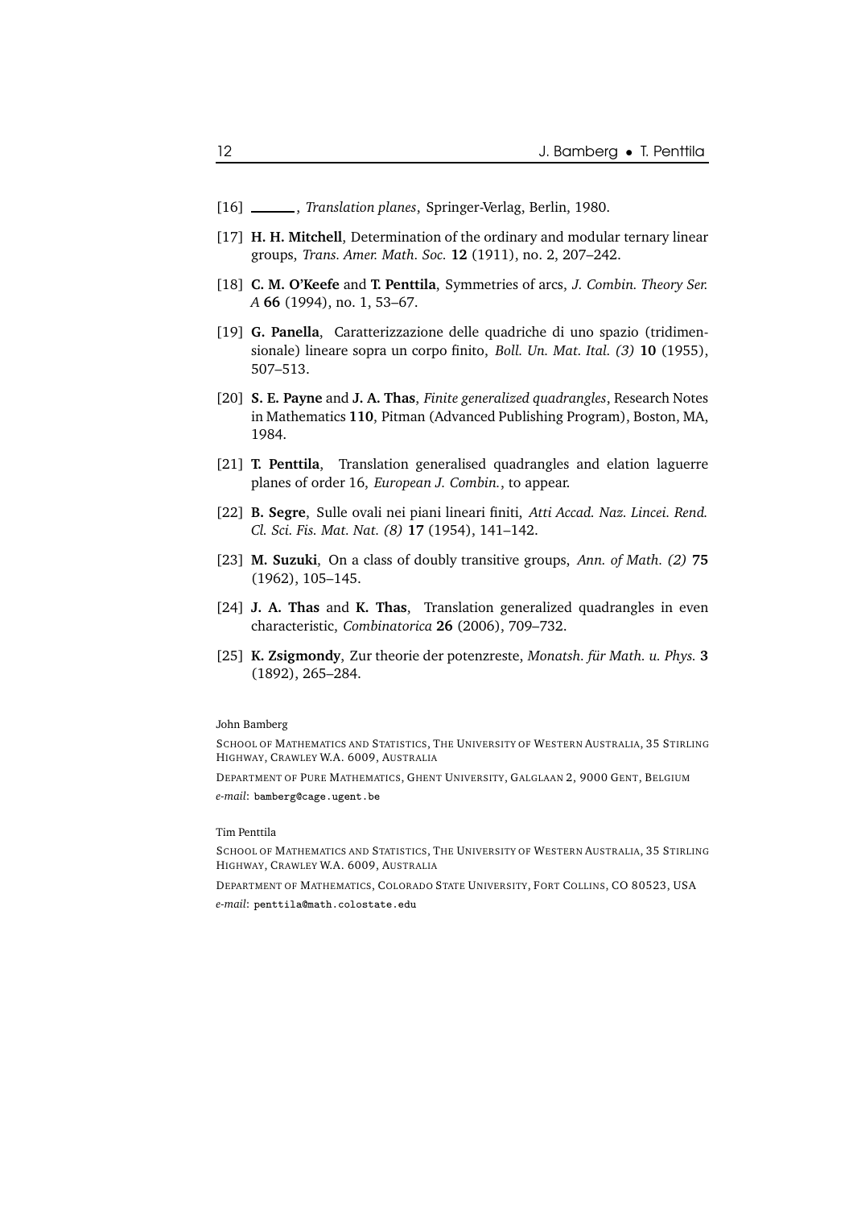[16] ———, *Translation planes*, Springer-Verlag, Berlin, 1980.

[17] **H. H. Mitchell**, Determination of the ordinary and modular ternary linear groups, *Trans. Amer. Math. Soc.* **12** (1911), no. 2, 207–242.

[18] **C. M. O'Keefe** and **T. Penttila**, Symmetries of arcs, *J. Combin. Theory Ser. A* **66** (1994), no. 1, 53–67.

[19] **G. Panella**, Caratterizzazione delle quadriche di uno spazio (tridimensionale) lineare sopra un corpo finito, *Boll. Un. Mat. Ital. (3)* **10** (1955), 507–513.

[20] **S. E. Payne** and **J. A. Thas**, *Finite generalized quadrangles*, Research Notes in Mathematics **110**, Pitman (Advanced Publishing Program), Boston, MA, 1984.

[21] **T. Penttila**, Translation generalised quadrangles and elation laguerre planes of order 16, *European J. Combin.*, to appear.

[22] **B. Segre**, Sulle ovali nei piani lineari finiti, *Atti Accad. Naz. Lincei. Rend. Cl. Sci. Fis. Mat. Nat. (8)* **17** (1954), 141–142.

[23] **M. Suzuki**, On a class of doubly transitive groups, *Ann. of Math. (2)* **75** (1962), 105–145.

[24] **J. A. Thas** and **K. Thas**, Translation generalized quadrangles in even characteristic, *Combinatorica* **26** (2006), 709–732.

[25] **K. Zsigmondy**, Zur theorie der potenzreste, *Monatsh. für Math. u. Phys.* **3** (1892), 265–284.

John Bamberg

School of Mathematics and Statistics, The University of Western Australia, 35 Stirling Highway, Crawley W.A. 6009, Australia

Department of Pure Mathematics, Ghent University, Galglaan 2, 9000 Gent, Belgium

*e-mail*: bamberg@cage.ugent.be

Tim Penttila

School of Mathematics and Statistics, The University of Western Australia, 35 Stirling Highway, Crawley W.A. 6009, Australia

Department of Mathematics, Colorado State University, Fort Collins, CO 80523, USA

*e-mail*: penttila@math.colostate.edu